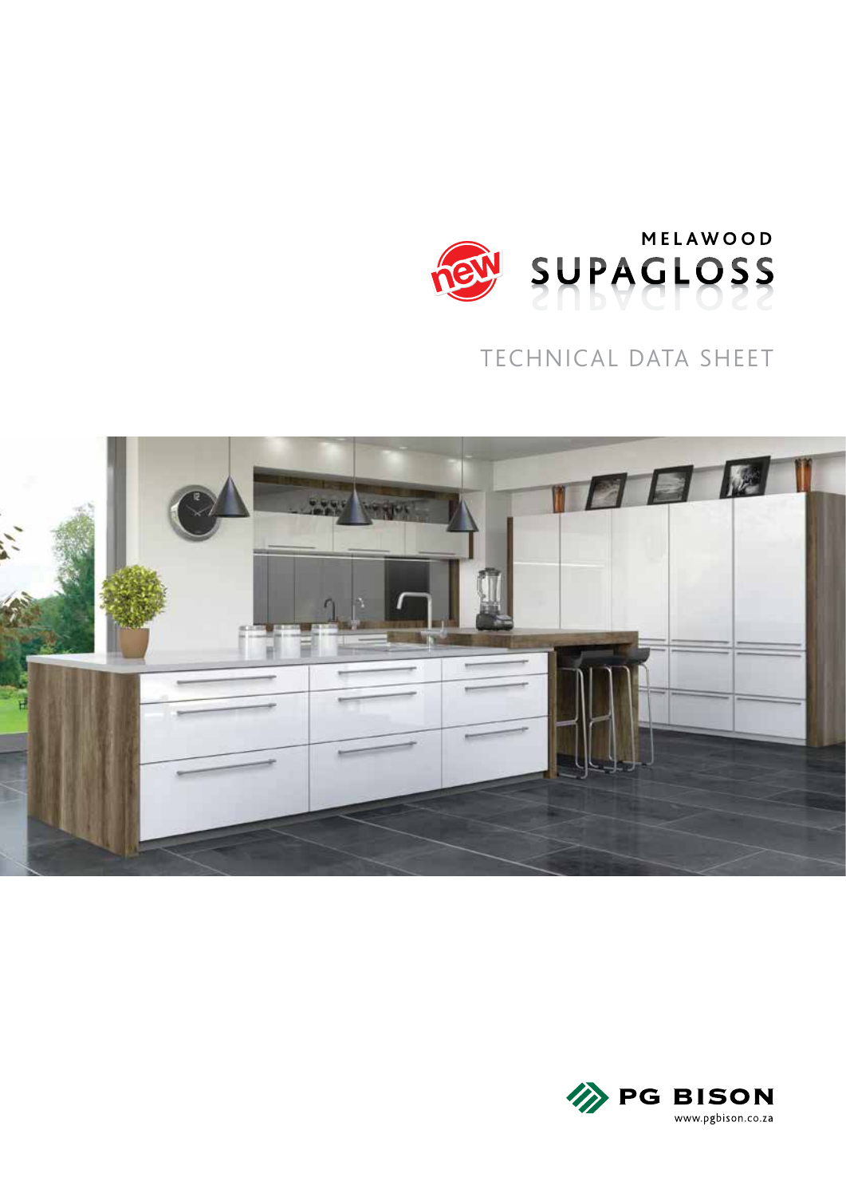new

MELAWOOD

# SUPAGLOSS

## TECHNICAL DATA SHEET

PG BISON

www.pgbison.co.za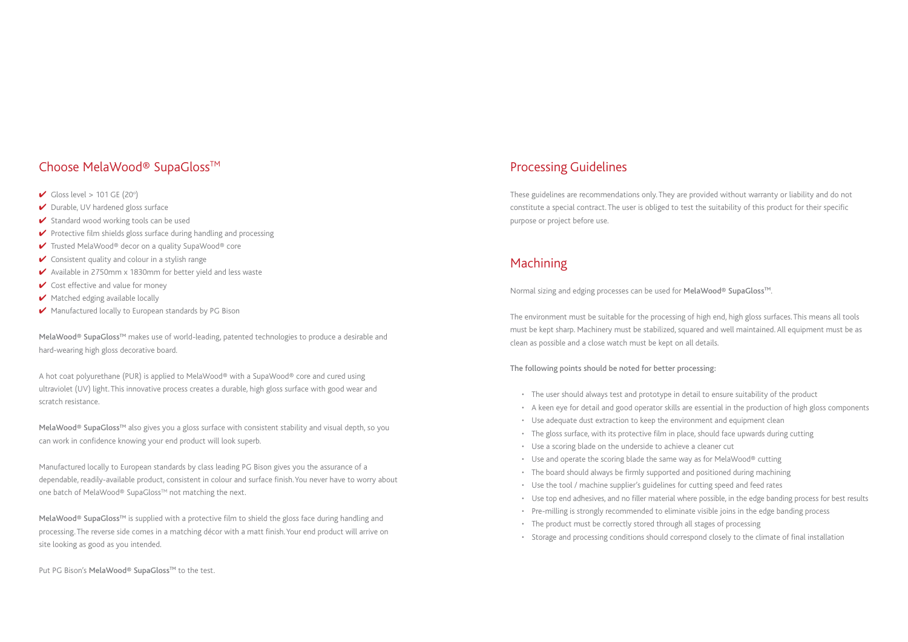## Choose MelaWood® SupaGloss™

- ✔ Gloss level > 101 GE (20°)
- ✔ Durable, UV hardened gloss surface
- ✔ Standard wood working tools can be used
- ✔ Protective film shields gloss surface during handling and processing
- ✔ Trusted MelaWood® decor on a quality SupaWood® core
- ✔ Consistent quality and colour in a stylish range
- ✔ Available in 2750mm x 1830mm for better yield and less waste
- ✔ Cost effective and value for money
- ✔ Matched edging available locally
- ✔ Manufactured locally to European standards by PG Bison

**MelaWood® SupaGloss™** makes use of world-leading, patented technologies to produce a desirable and hard-wearing high gloss decorative board.

A hot coat polyurethane (PUR) is applied to MelaWood® with a SupaWood® core and cured using ultraviolet (UV) light. This innovative process creates a durable, high gloss surface with good wear and scratch resistance.

**MelaWood® SupaGloss™** also gives you a gloss surface with consistent stability and visual depth, so you can work in confidence knowing your end product will look superb.

Manufactured locally to European standards by class leading PG Bison gives you the assurance of a dependable, readily-available product, consistent in colour and surface finish. You never have to worry about one batch of MelaWood® SupaGloss™ not matching the next.

**MelaWood® SupaGloss™** is supplied with a protective film to shield the gloss face during handling and processing. The reverse side comes in a matching décor with a matt finish. Your end product will arrive on site looking as good as you intended.

Put PG Bison's **MelaWood® SupaGloss™** to the test.

## Processing Guidelines

These guidelines are recommendations only. They are provided without warranty or liability and do not constitute a special contract. The user is obliged to test the suitability of this product for their specific purpose or project before use.

## Machining

Normal sizing and edging processes can be used for **MelaWood® SupaGloss™**.

The environment must be suitable for the processing of high end, high gloss surfaces. This means all tools must be kept sharp. Machinery must be stabilized, squared and well maintained. All equipment must be as clean as possible and a close watch must be kept on all details.

**The following points should be noted for better processing:**

- The user should always test and prototype in detail to ensure suitability of the product
- A keen eye for detail and good operator skills are essential in the production of high gloss components
- Use adequate dust extraction to keep the environment and equipment clean
- The gloss surface, with its protective film in place, should face upwards during cutting
- Use a scoring blade on the underside to achieve a cleaner cut
- Use and operate the scoring blade the same way as for MelaWood® cutting
- The board should always be firmly supported and positioned during machining
- Use the tool / machine supplier's guidelines for cutting speed and feed rates
- Use top end adhesives, and no filler material where possible, in the edge banding process for best results
- Pre-milling is strongly recommended to eliminate visible joins in the edge banding process
- The product must be correctly stored through all stages of processing
- Storage and processing conditions should correspond closely to the climate of final installation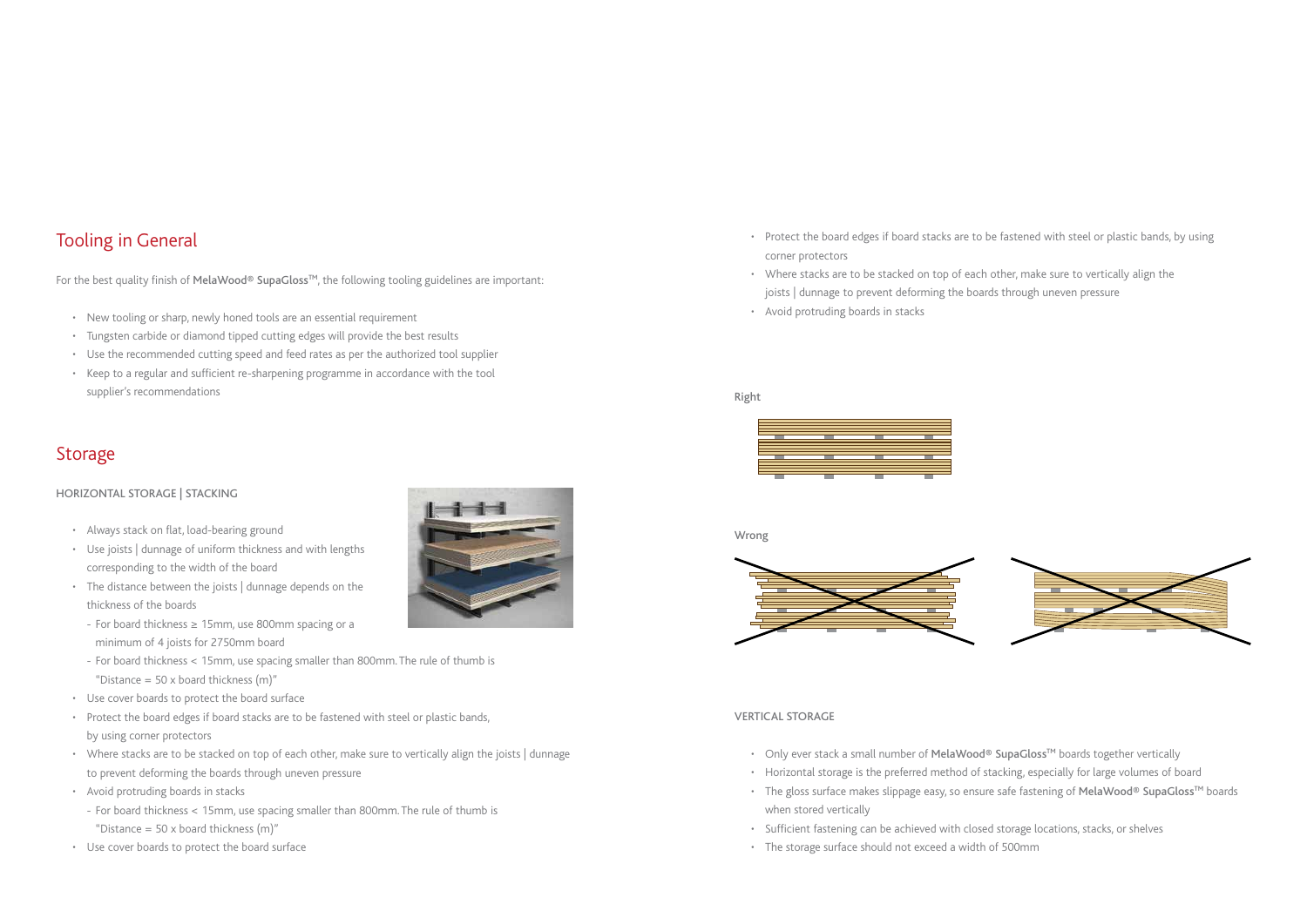## Tooling in General

For the best quality finish of **MelaWood® SupaGloss™**, the following tooling guidelines are important:

- New tooling or sharp, newly honed tools are an essential requirement
- Tungsten carbide or diamond tipped cutting edges will provide the best results
- Use the recommended cutting speed and feed rates as per the authorized tool supplier
- Keep to a regular and sufficient re-sharpening programme in accordance with the tool supplier's recommendations

## Storage

### HORIZONTAL STORAGE | STACKING

- Always stack on flat, load-bearing ground
- Use joists | dunnage of uniform thickness and with lengths corresponding to the width of the board
- The distance between the joists | dunnage depends on the thickness of the boards
  - For board thickness ≥ 15mm, use 800mm spacing or a minimum of 4 joists for 2750mm board
  - For board thickness < 15mm, use spacing smaller than 800mm. The rule of thumb is "Distance = 50 x board thickness (m)"
- Use cover boards to protect the board surface
- Protect the board edges if board stacks are to be fastened with steel or plastic bands, by using corner protectors
- Where stacks are to be stacked on top of each other, make sure to vertically align the joists | dunnage to prevent deforming the boards through uneven pressure
- Avoid protruding boards in stacks
  - For board thickness < 15mm, use spacing smaller than 800mm. The rule of thumb is "Distance = 50 x board thickness (m)"
- Use cover boards to protect the board surface

- Protect the board edges if board stacks are to be fastened with steel or plastic bands, by using corner protectors
- Where stacks are to be stacked on top of each other, make sure to vertically align the joists | dunnage to prevent deforming the boards through uneven pressure
- Avoid protruding boards in stacks

Right

Wrong

### VERTICAL STORAGE

- Only ever stack a small number of **MelaWood® SupaGloss™** boards together vertically
- Horizontal storage is the preferred method of stacking, especially for large volumes of board
- The gloss surface makes slippage easy, so ensure safe fastening of **MelaWood® SupaGloss™** boards when stored vertically
- Sufficient fastening can be achieved with closed storage locations, stacks, or shelves
- The storage surface should not exceed a width of 500mm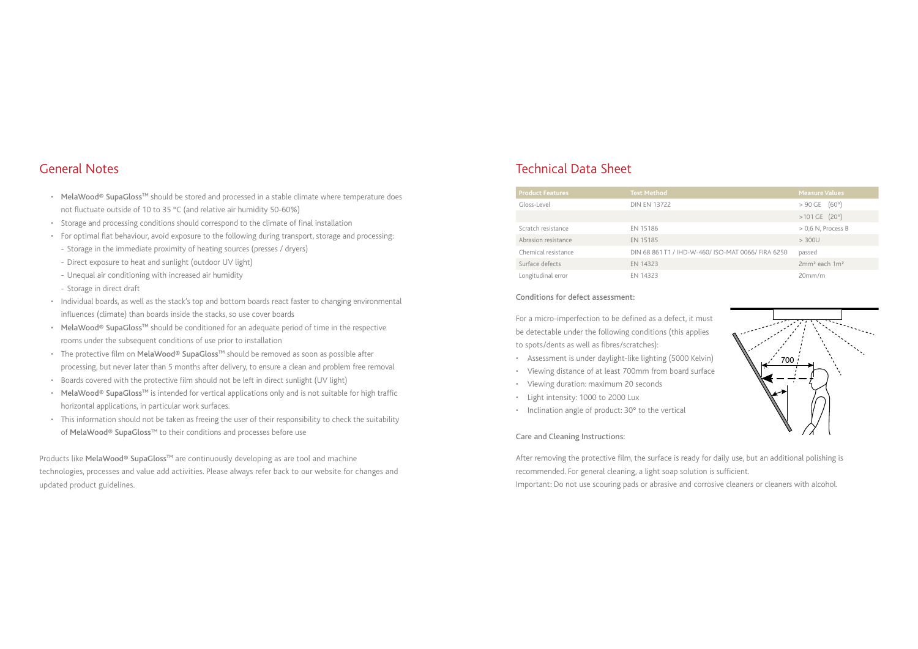## General Notes

- MelaWood® SupaGloss™ should be stored and processed in a stable climate where temperature does not fluctuate outside of 10 to 35 °C (and relative air humidity 50-60%)
- Storage and processing conditions should correspond to the climate of final installation
- For optimal flat behaviour, avoid exposure to the following during transport, storage and processing:
  - Storage in the immediate proximity of heating sources (presses / dryers)
  - Direct exposure to heat and sunlight (outdoor UV light)
  - Unequal air conditioning with increased air humidity
  - Storage in direct draft
- Individual boards, as well as the stack's top and bottom boards react faster to changing environmental influences (climate) than boards inside the stacks, so use cover boards
- MelaWood® SupaGloss™ should be conditioned for an adequate period of time in the respective rooms under the subsequent conditions of use prior to installation
- The protective film on MelaWood® SupaGloss™ should be removed as soon as possible after processing, but never later than 5 months after delivery, to ensure a clean and problem free removal
- Boards covered with the protective film should not be left in direct sunlight (UV light)
- MelaWood® SupaGloss™ is intended for vertical applications only and is not suitable for high traffic horizontal applications, in particular work surfaces.
- This information should not be taken as freeing the user of their responsibility to check the suitability of MelaWood® SupaGloss™ to their conditions and processes before use

Products like MelaWood® SupaGloss™ are continuously developing as are tool and machine technologies, processes and value add activities. Please always refer back to our website for changes and updated product guidelines.

## Technical Data Sheet

| Product Features | Test Method | Measure Values |
|---|---|---|
| Gloss-Level | DIN EN 13722 | > 90 GE (60°) |
| | | >101 GE (20°) |
| Scratch resistance | EN 15186 | > 0,6 N, Process B |
| Abrasion resistance | EN 15185 | > 300U |
| Chemical resistance | DIN 68 861 T1 / IHD-W-460/ ISO-MAT 0066/ FIRA 6250 | passed |
| Surface defects | EN 14323 | 2mm² each 1m² |
| Longitudinal error | EN 14323 | 20mm/m |

**Conditions for defect assessment:**

For a micro-imperfection to be defined as a defect, it must be detectable under the following conditions (this applies to spots/dents as well as fibres/scratches):

- Assessment is under daylight-like lighting (5000 Kelvin)
- Viewing distance of at least 700mm from board surface
- Viewing duration: maximum 20 seconds
- Light intensity: 1000 to 2000 Lux
- Inclination angle of product: 30° to the vertical

**Care and Cleaning Instructions:**

After removing the protective film, the surface is ready for daily use, but an additional polishing is recommended. For general cleaning, a light soap solution is sufficient.
Important: Do not use scouring pads or abrasive and corrosive cleaners or cleaners with alcohol.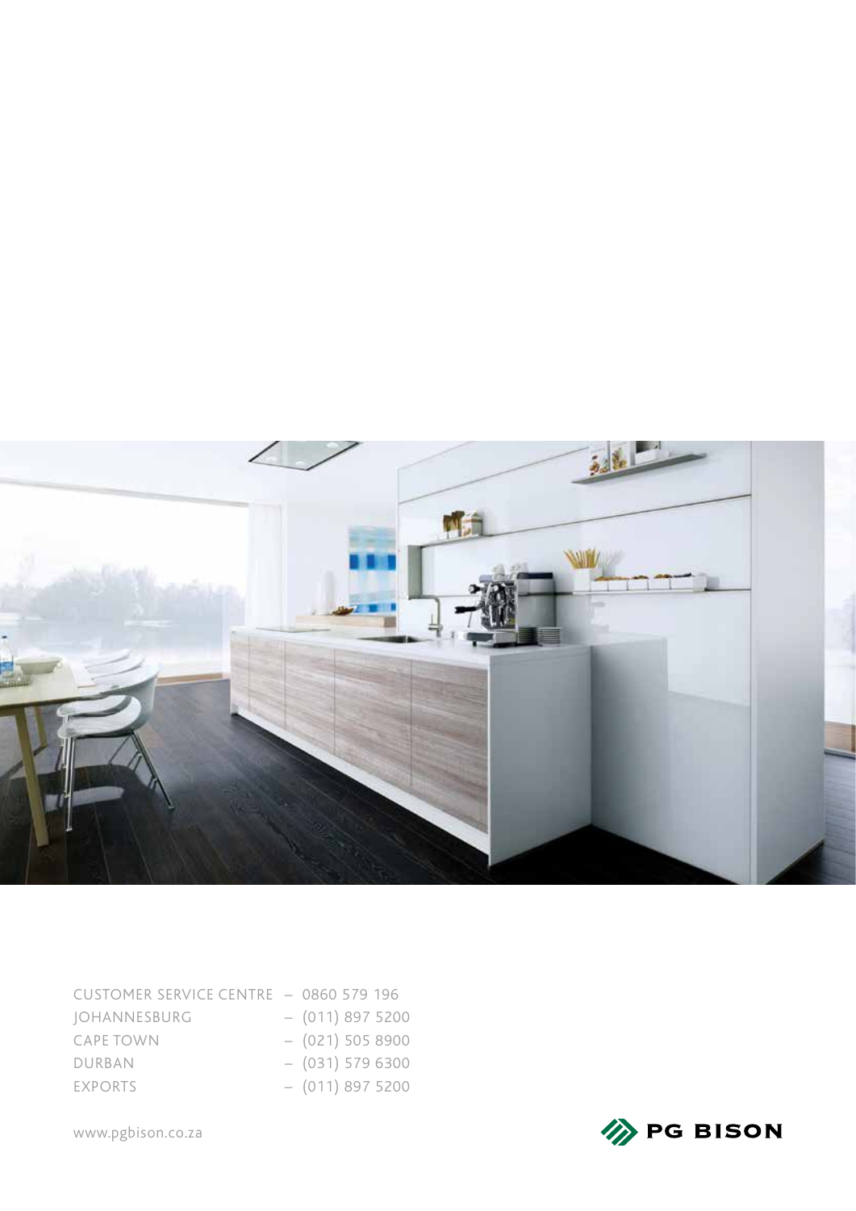| | |
|---|---|
| CUSTOMER SERVICE CENTRE | – 0860 579 196 |
| JOHANNESBURG | – (011) 897 5200 |
| CAPE TOWN | – (021) 505 8900 |
| DURBAN | – (031) 579 6300 |
| EXPORTS | – (011) 897 5200 |

www.pgbison.co.za

PG BISON